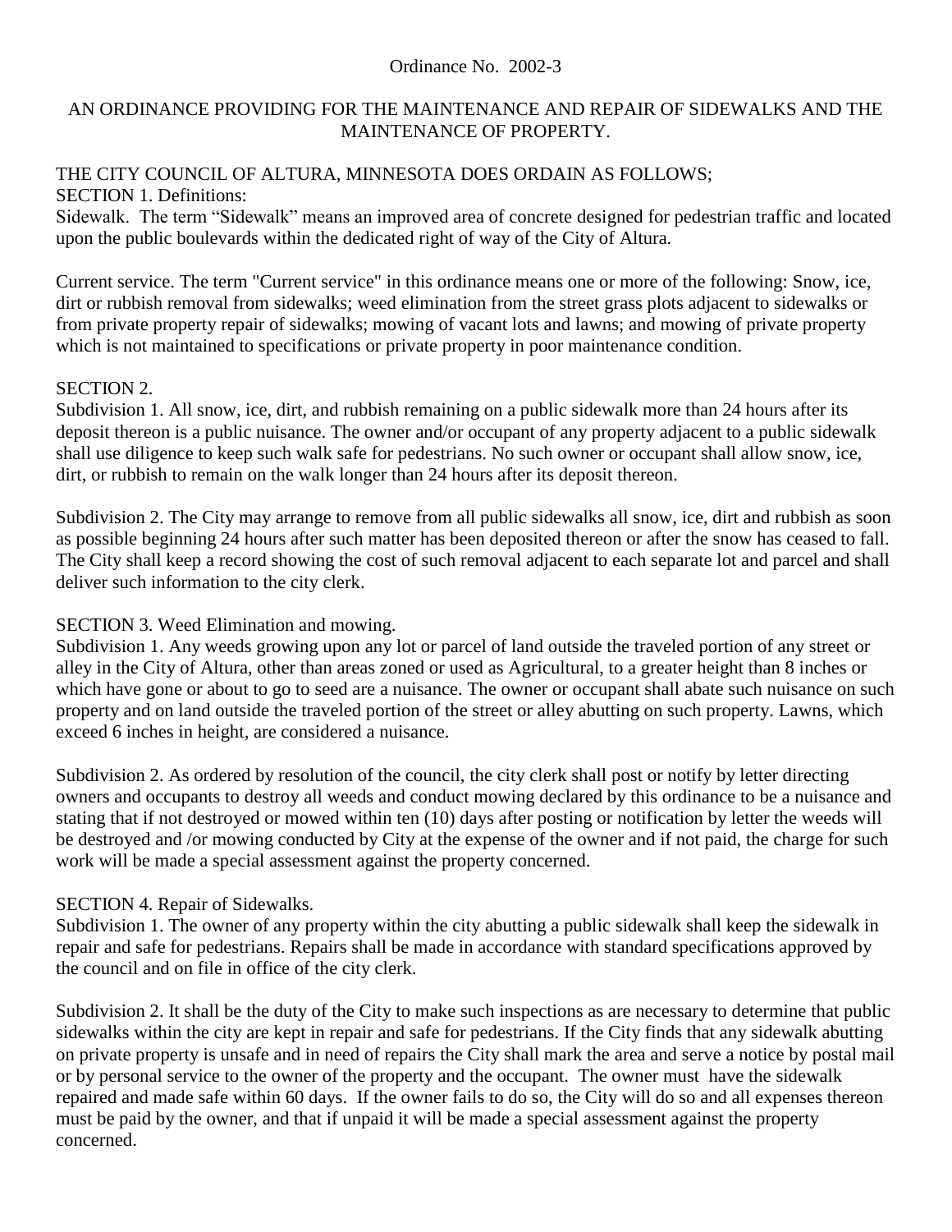Ordinance No. 2002-3

# AN ORDINANCE PROVIDING FOR THE MAINTENANCE AND REPAIR OF SIDEWALKS AND THE MAINTENANCE OF PROPERTY.

THE CITY COUNCIL OF ALTURA, MINNESOTA DOES ORDAIN AS FOLLOWS;

SECTION 1. Definitions:

Sidewalk. The term "Sidewalk" means an improved area of concrete designed for pedestrian traffic and located upon the public boulevards within the dedicated right of way of the City of Altura.

Current service. The term "Current service" in this ordinance means one or more of the following: Snow, ice, dirt or rubbish removal from sidewalks; weed elimination from the street grass plots adjacent to sidewalks or from private property repair of sidewalks; mowing of vacant lots and lawns; and mowing of private property which is not maintained to specifications or private property in poor maintenance condition.

SECTION 2.

Subdivision 1. All snow, ice, dirt, and rubbish remaining on a public sidewalk more than 24 hours after its deposit thereon is a public nuisance. The owner and/or occupant of any property adjacent to a public sidewalk shall use diligence to keep such walk safe for pedestrians. No such owner or occupant shall allow snow, ice, dirt, or rubbish to remain on the walk longer than 24 hours after its deposit thereon.

Subdivision 2. The City may arrange to remove from all public sidewalks all snow, ice, dirt and rubbish as soon as possible beginning 24 hours after such matter has been deposited thereon or after the snow has ceased to fall. The City shall keep a record showing the cost of such removal adjacent to each separate lot and parcel and shall deliver such information to the city clerk.

SECTION 3. Weed Elimination and mowing.

Subdivision 1. Any weeds growing upon any lot or parcel of land outside the traveled portion of any street or alley in the City of Altura, other than areas zoned or used as Agricultural, to a greater height than 8 inches or which have gone or about to go to seed are a nuisance. The owner or occupant shall abate such nuisance on such property and on land outside the traveled portion of the street or alley abutting on such property. Lawns, which exceed 6 inches in height, are considered a nuisance.

Subdivision 2. As ordered by resolution of the council, the city clerk shall post or notify by letter directing owners and occupants to destroy all weeds and conduct mowing declared by this ordinance to be a nuisance and stating that if not destroyed or mowed within ten (10) days after posting or notification by letter the weeds will be destroyed and /or mowing conducted by City at the expense of the owner and if not paid, the charge for such work will be made a special assessment against the property concerned.

SECTION 4. Repair of Sidewalks.

Subdivision 1. The owner of any property within the city abutting a public sidewalk shall keep the sidewalk in repair and safe for pedestrians. Repairs shall be made in accordance with standard specifications approved by the council and on file in office of the city clerk.

Subdivision 2. It shall be the duty of the City to make such inspections as are necessary to determine that public sidewalks within the city are kept in repair and safe for pedestrians. If the City finds that any sidewalk abutting on private property is unsafe and in need of repairs the City shall mark the area and serve a notice by postal mail or by personal service to the owner of the property and the occupant. The owner must have the sidewalk repaired and made safe within 60 days. If the owner fails to do so, the City will do so and all expenses thereon must be paid by the owner, and that if unpaid it will be made a special assessment against the property concerned.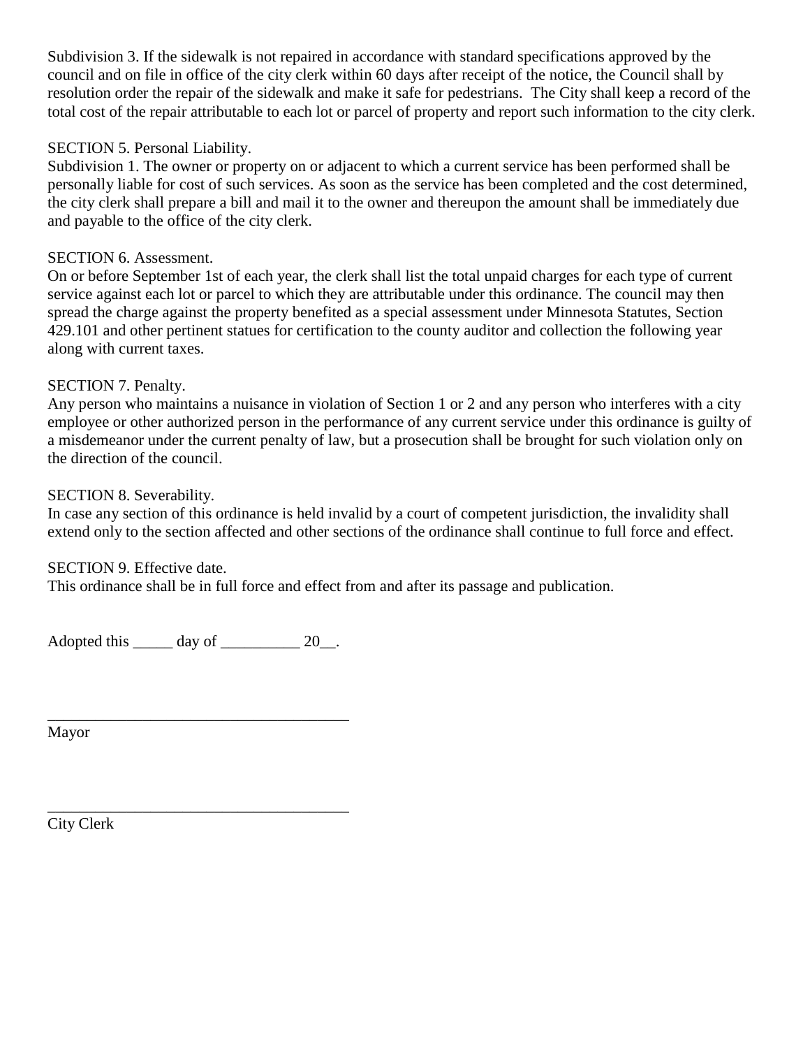Subdivision 3. If the sidewalk is not repaired in accordance with standard specifications approved by the council and on file in office of the city clerk within 60 days after receipt of the notice, the Council shall by resolution order the repair of the sidewalk and make it safe for pedestrians. The City shall keep a record of the total cost of the repair attributable to each lot or parcel of property and report such information to the city clerk.

SECTION 5. Personal Liability.
Subdivision 1. The owner or property on or adjacent to which a current service has been performed shall be personally liable for cost of such services. As soon as the service has been completed and the cost determined, the city clerk shall prepare a bill and mail it to the owner and thereupon the amount shall be immediately due and payable to the office of the city clerk.

SECTION 6. Assessment.
On or before September 1st of each year, the clerk shall list the total unpaid charges for each type of current service against each lot or parcel to which they are attributable under this ordinance. The council may then spread the charge against the property benefited as a special assessment under Minnesota Statutes, Section 429.101 and other pertinent statues for certification to the county auditor and collection the following year along with current taxes.

SECTION 7. Penalty.
Any person who maintains a nuisance in violation of Section 1 or 2 and any person who interferes with a city employee or other authorized person in the performance of any current service under this ordinance is guilty of a misdemeanor under the current penalty of law, but a prosecution shall be brought for such violation only on the direction of the council.

SECTION 8. Severability.
In case any section of this ordinance is held invalid by a court of competent jurisdiction, the invalidity shall extend only to the section affected and other sections of the ordinance shall continue to full force and effect.

SECTION 9. Effective date.
This ordinance shall be in full force and effect from and after its passage and publication.

Adopted this _____ day of __________ 20__.

_______________________________________
Mayor

_______________________________________
City Clerk